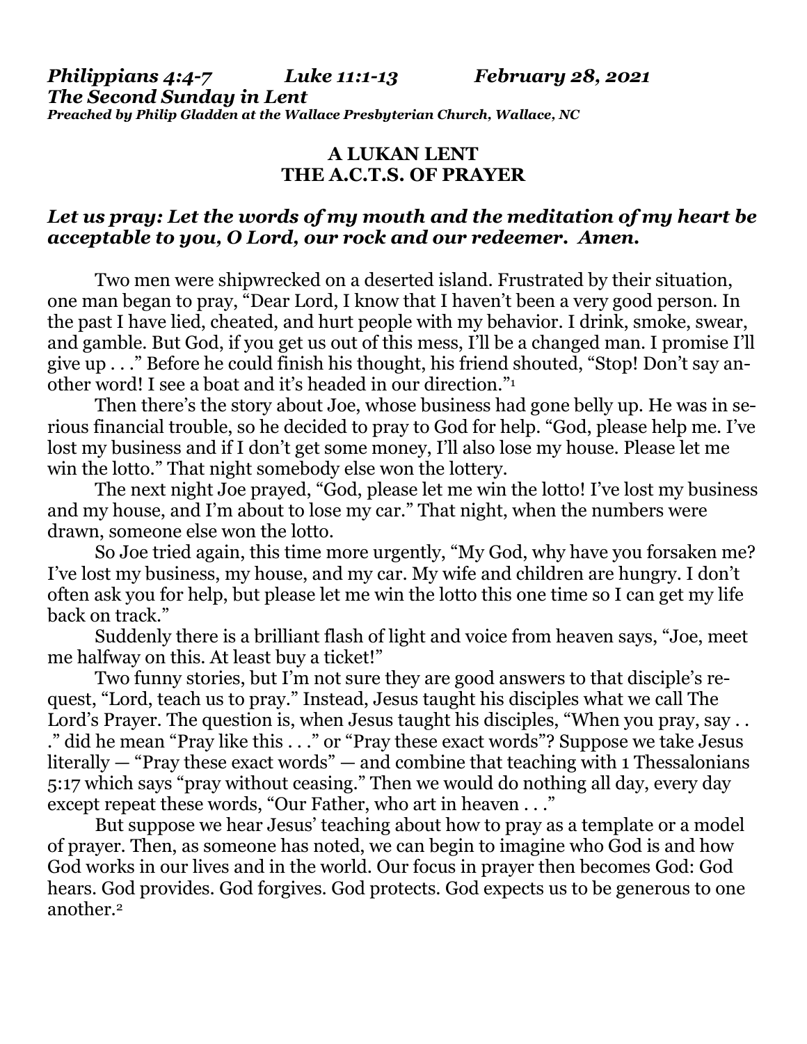***Philippians 4:4-7 Luke 11:1-13 February 28, 2021***
***The Second Sunday in Lent***
***Preached by Philip Gladden at the Wallace Presbyterian Church, Wallace, NC***

## A LUKAN LENT
## THE A.C.T.S. OF PRAYER

***Let us pray: Let the words of my mouth and the meditation of my heart be acceptable to you, O Lord, our rock and our redeemer. Amen.***

Two men were shipwrecked on a deserted island. Frustrated by their situation, one man began to pray, "Dear Lord, I know that I haven't been a very good person. In the past I have lied, cheated, and hurt people with my behavior. I drink, smoke, swear, and gamble. But God, if you get us out of this mess, I'll be a changed man. I promise I'll give up . . ." Before he could finish his thought, his friend shouted, "Stop! Don't say another word! I see a boat and it's headed in our direction."[1]

Then there's the story about Joe, whose business had gone belly up. He was in serious financial trouble, so he decided to pray to God for help. "God, please help me. I've lost my business and if I don't get some money, I'll also lose my house. Please let me win the lotto." That night somebody else won the lottery.

The next night Joe prayed, "God, please let me win the lotto! I've lost my business and my house, and I'm about to lose my car." That night, when the numbers were drawn, someone else won the lotto.

So Joe tried again, this time more urgently, "My God, why have you forsaken me? I've lost my business, my house, and my car. My wife and children are hungry. I don't often ask you for help, but please let me win the lotto this one time so I can get my life back on track."

Suddenly there is a brilliant flash of light and voice from heaven says, "Joe, meet me halfway on this. At least buy a ticket!"

Two funny stories, but I'm not sure they are good answers to that disciple's request, "Lord, teach us to pray." Instead, Jesus taught his disciples what we call The Lord's Prayer. The question is, when Jesus taught his disciples, "When you pray, say . . ." did he mean "Pray like this . . ." or "Pray these exact words"? Suppose we take Jesus literally — "Pray these exact words" — and combine that teaching with 1 Thessalonians 5:17 which says "pray without ceasing." Then we would do nothing all day, every day except repeat these words, "Our Father, who art in heaven . . ."

But suppose we hear Jesus' teaching about how to pray as a template or a model of prayer. Then, as someone has noted, we can begin to imagine who God is and how God works in our lives and in the world. Our focus in prayer then becomes God: God hears. God provides. God forgives. God protects. God expects us to be generous to one another.[2]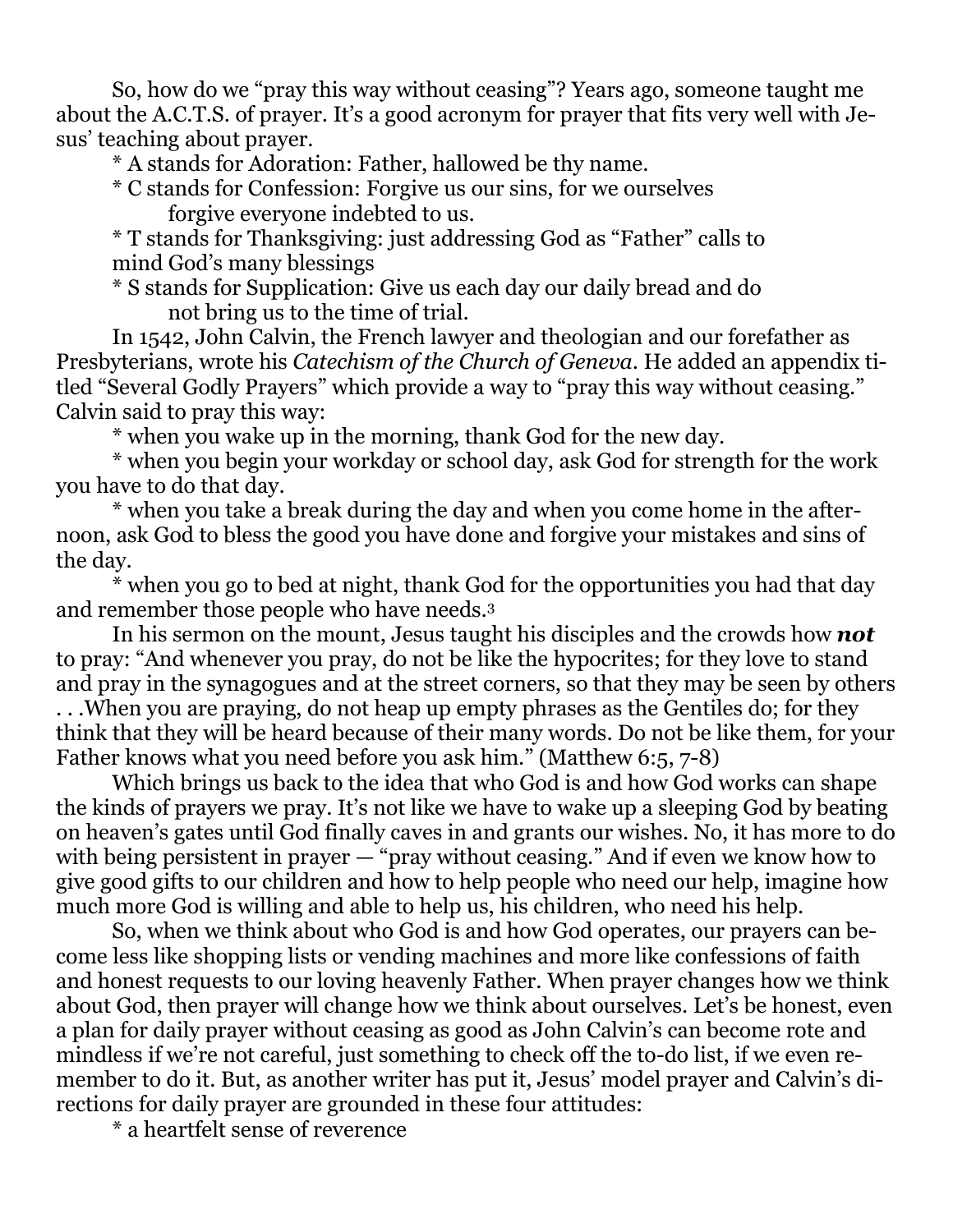So, how do we "pray this way without ceasing"? Years ago, someone taught me about the A.C.T.S. of prayer. It's a good acronym for prayer that fits very well with Jesus' teaching about prayer.

* A stands for Adoration: Father, hallowed be thy name.
* C stands for Confession: Forgive us our sins, for we ourselves forgive everyone indebted to us.
* T stands for Thanksgiving: just addressing God as "Father" calls to mind God's many blessings
* S stands for Supplication: Give us each day our daily bread and do not bring us to the time of trial.

In 1542, John Calvin, the French lawyer and theologian and our forefather as Presbyterians, wrote his *Catechism of the Church of Geneva*. He added an appendix titled "Several Godly Prayers" which provide a way to "pray this way without ceasing." Calvin said to pray this way:

* when you wake up in the morning, thank God for the new day.
* when you begin your workday or school day, ask God for strength for the work you have to do that day.
* when you take a break during the day and when you come home in the afternoon, ask God to bless the good you have done and forgive your mistakes and sins of the day.
* when you go to bed at night, thank God for the opportunities you had that day and remember those people who have needs.[3]

In his sermon on the mount, Jesus taught his disciples and the crowds how ***not*** to pray: "And whenever you pray, do not be like the hypocrites; for they love to stand and pray in the synagogues and at the street corners, so that they may be seen by others . . .When you are praying, do not heap up empty phrases as the Gentiles do; for they think that they will be heard because of their many words. Do not be like them, for your Father knows what you need before you ask him." (Matthew 6:5, 7-8)

Which brings us back to the idea that who God is and how God works can shape the kinds of prayers we pray. It's not like we have to wake up a sleeping God by beating on heaven's gates until God finally caves in and grants our wishes. No, it has more to do with being persistent in prayer — "pray without ceasing." And if even we know how to give good gifts to our children and how to help people who need our help, imagine how much more God is willing and able to help us, his children, who need his help.

So, when we think about who God is and how God operates, our prayers can become less like shopping lists or vending machines and more like confessions of faith and honest requests to our loving heavenly Father. When prayer changes how we think about God, then prayer will change how we think about ourselves. Let's be honest, even a plan for daily prayer without ceasing as good as John Calvin's can become rote and mindless if we're not careful, just something to check off the to-do list, if we even remember to do it. But, as another writer has put it, Jesus' model prayer and Calvin's directions for daily prayer are grounded in these four attitudes:

* a heartfelt sense of reverence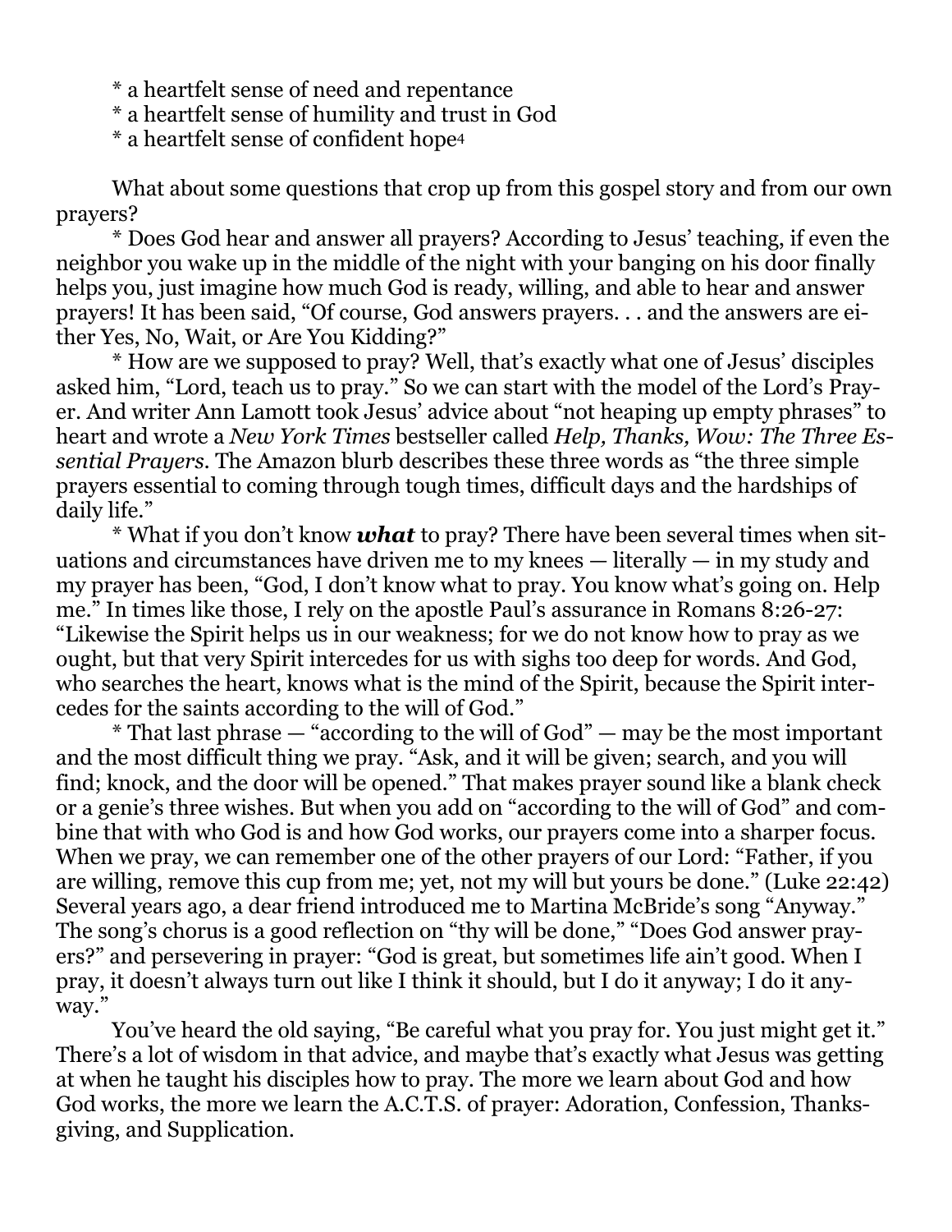* a heartfelt sense of need and repentance
* a heartfelt sense of humility and trust in God
* a heartfelt sense of confident hope[4]

What about some questions that crop up from this gospel story and from our own prayers?

* Does God hear and answer all prayers? According to Jesus' teaching, if even the neighbor you wake up in the middle of the night with your banging on his door finally helps you, just imagine how much God is ready, willing, and able to hear and answer prayers! It has been said, "Of course, God answers prayers. . . and the answers are either Yes, No, Wait, or Are You Kidding?"

* How are we supposed to pray? Well, that's exactly what one of Jesus' disciples asked him, "Lord, teach us to pray." So we can start with the model of the Lord's Prayer. And writer Ann Lamott took Jesus' advice about "not heaping up empty phrases" to heart and wrote a *New York Times* bestseller called *Help, Thanks, Wow: The Three Essential Prayers*. The Amazon blurb describes these three words as "the three simple prayers essential to coming through tough times, difficult days and the hardships of daily life."

* What if you don't know ***what*** to pray? There have been several times when situations and circumstances have driven me to my knees — literally — in my study and my prayer has been, "God, I don't know what to pray. You know what's going on. Help me." In times like those, I rely on the apostle Paul's assurance in Romans 8:26-27: "Likewise the Spirit helps us in our weakness; for we do not know how to pray as we ought, but that very Spirit intercedes for us with sighs too deep for words. And God, who searches the heart, knows what is the mind of the Spirit, because the Spirit intercedes for the saints according to the will of God."

* That last phrase — "according to the will of God" — may be the most important and the most difficult thing we pray. "Ask, and it will be given; search, and you will find; knock, and the door will be opened." That makes prayer sound like a blank check or a genie's three wishes. But when you add on "according to the will of God" and combine that with who God is and how God works, our prayers come into a sharper focus. When we pray, we can remember one of the other prayers of our Lord: "Father, if you are willing, remove this cup from me; yet, not my will but yours be done." (Luke 22:42) Several years ago, a dear friend introduced me to Martina McBride's song "Anyway." The song's chorus is a good reflection on "thy will be done," "Does God answer prayers?" and persevering in prayer: "God is great, but sometimes life ain't good. When I pray, it doesn't always turn out like I think it should, but I do it anyway; I do it anyway."

You've heard the old saying, "Be careful what you pray for. You just might get it." There's a lot of wisdom in that advice, and maybe that's exactly what Jesus was getting at when he taught his disciples how to pray. The more we learn about God and how God works, the more we learn the A.C.T.S. of prayer: Adoration, Confession, Thanksgiving, and Supplication.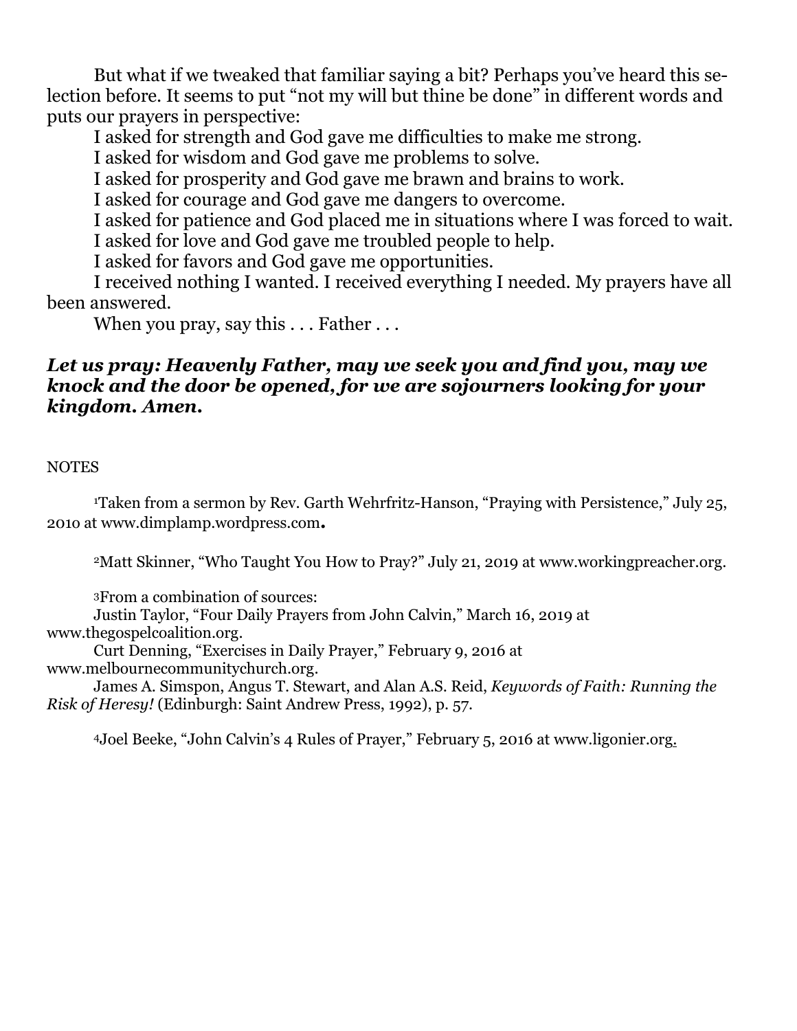But what if we tweaked that familiar saying a bit? Perhaps you've heard this selection before. It seems to put "not my will but thine be done" in different words and puts our prayers in perspective:

I asked for strength and God gave me difficulties to make me strong.

I asked for wisdom and God gave me problems to solve.

I asked for prosperity and God gave me brawn and brains to work.

I asked for courage and God gave me dangers to overcome.

I asked for patience and God placed me in situations where I was forced to wait.

I asked for love and God gave me troubled people to help.

I asked for favors and God gave me opportunities.

I received nothing I wanted. I received everything I needed. My prayers have all been answered.

When you pray, say this . . . Father . . .

***Let us pray: Heavenly Father, may we seek you and find you, may we knock and the door be opened, for we are sojourners looking for your kingdom. Amen.***

NOTES

[1]Taken from a sermon by Rev. Garth Wehrfritz-Hanson, "Praying with Persistence," July 25, 2010 at www.dimplamp.wordpress.com.

[2]Matt Skinner, "Who Taught You How to Pray?" July 21, 2019 at www.workingpreacher.org.

[3]From a combination of sources:

Justin Taylor, "Four Daily Prayers from John Calvin," March 16, 2019 at www.thegospelcoalition.org.

Curt Denning, "Exercises in Daily Prayer," February 9, 2016 at www.melbournecommunitychurch.org.

James A. Simspon, Angus T. Stewart, and Alan A.S. Reid, *Keywords of Faith: Running the Risk of Heresy!* (Edinburgh: Saint Andrew Press, 1992), p. 57.

[4]Joel Beeke, "John Calvin's 4 Rules of Prayer," February 5, 2016 at www.ligonier.org.